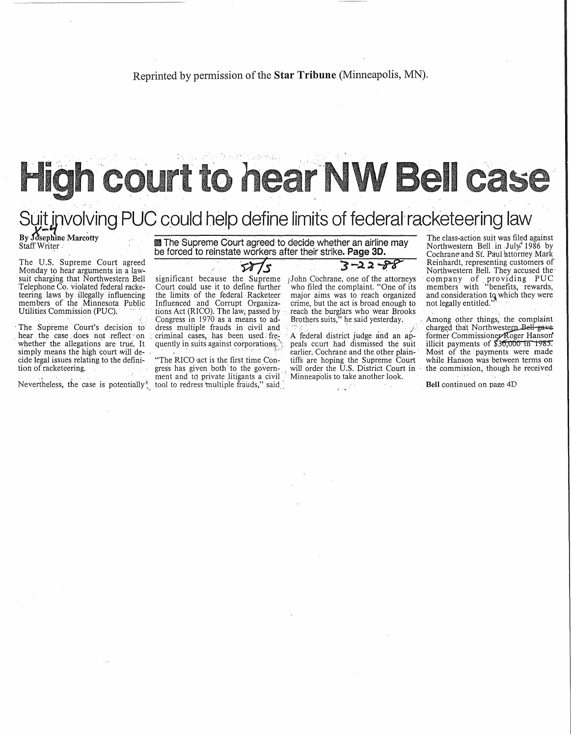Reprinted by permission of the **Star Tribune** (Minneapolis, MN).

# High court to hear NW Bell case

## Suit involving PUC could help define limits of federal racketeering law

**By Josephine Marcotty**
Staff Writer

■ The Supreme Court agreed to decide whether an airline may be forced to reinstate workers after their strike. **Page 3D.**

The U.S. Supreme Court agreed Monday to hear arguments in a lawsuit charging that Northwestern Bell Telephone Co. violated federal racketeering laws by illegally influencing members of the Minnesota Public Utilities Commission (PUC).

The Supreme Court's decision to hear the case does not reflect on whether the allegations are true. It simply means the high court will decide legal issues relating to the definition of racketeering.

Nevertheless, the case is potentially significant because the Supreme Court could use it to define further the limits of the federal Racketeer Influenced and Corrupt Organizations Act (RICO). The law, passed by Congress in 1970 as a means to address multiple frauds in civil and criminal cases, has been used frequently in suits against corporations.

"The RICO act is the first time Congress has given both to the government and to private litigants a civil tool to redress multiple frauds," said John Cochrane, one of the attorneys who filed the complaint. "One of its major aims was to reach organized crime, but the act is broad enough to reach the burglars who wear Brooks Brothers suits," he said yesterday.

A federal district judge and an appeals court had dismissed the suit earlier. Cochrane and the other plaintiffs are hoping the Supreme Court will order the U.S. District Court in Minneapolis to take another look.

The class-action suit was filed against Northwestern Bell in July 1986 by Cochrane and St. Paul attorney Mark Reinhardt, representing customers of Northwestern Bell. They accused the company of providing PUC members with "benefits, rewards, and consideration to which they were not legally entitled."

Among other things, the complaint charged that Northwestern Bell gave former Commissioner Roger Hanson illicit payments of $30,000 in 1985. Most of the payments were made while Hanson was between terms on the commission, though he received

**Bell** continued on page 4D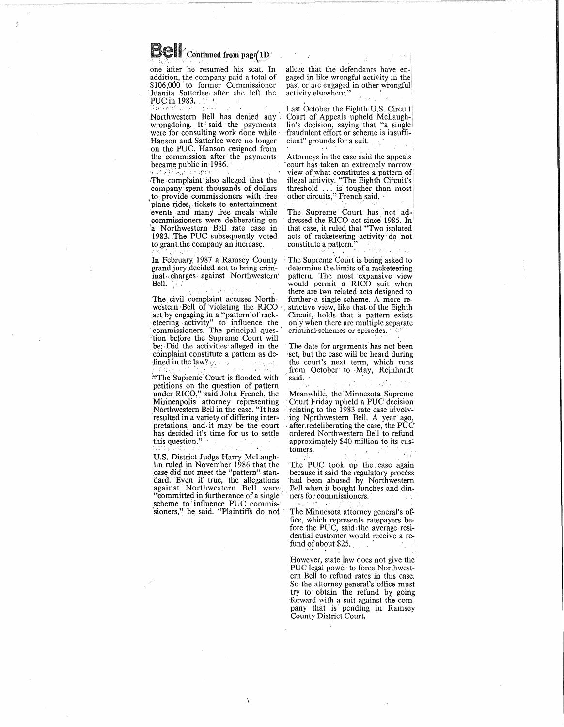**Bell** Continued from page 1D

one after he resumed his seat. In addition, the company paid a total of $106,000 to former Commissioner Juanita Satterlee after she left the PUC in 1983.

Northwestern Bell has denied any wrongdoing. It said the payments were for consulting work done while Hanson and Satterlee were no longer on the PUC. Hanson resigned from the commission after the payments became public in 1986.

The complaint also alleged that the company spent thousands of dollars to provide commissioners with free plane rides, tickets to entertainment events and many free meals while commissioners were deliberating on a Northwestern Bell rate case in 1983. The PUC subsequently voted to grant the company an increase.

In February 1987 a Ramsey County grand jury decided not to bring criminal charges against Northwestern Bell.

The civil complaint accuses Northwestern Bell of violating the RICO act by engaging in a "pattern of racketeering activity" to influence the commissioners. The principal question before the Supreme Court will be: Did the activities alleged in the complaint constitute a pattern as defined in the law?

"The Supreme Court is flooded with petitions on the question of pattern under RICO," said John French, the Minneapolis attorney representing Northwestern Bell in the case. "It has resulted in a variety of differing interpretations, and it may be the court has decided it's time for us to settle this question."

U.S. District Judge Harry McLaughlin ruled in November 1986 that the case did not meet the "pattern" standard. Even if true, the allegations against Northwestern Bell were "committed in furtherance of a single scheme to influence PUC commissioners," he said. "Plaintiffs do not allege that the defendants have engaged in like wrongful activity in the past or are engaged in other wrongful activity elsewhere."

Last October the Eighth U.S. Circuit Court of Appeals upheld McLaughlin's decision, saying that "a single fraudulent effort or scheme is insufficient" grounds for a suit.

Attorneys in the case said the appeals court has taken an extremely narrow view of what constitutes a pattern of illegal activity. "The Eighth Circuit's threshold . . . is tougher than most other circuits," French said.

The Supreme Court has not addressed the RICO act since 1985. In that case, it ruled that "Two isolated acts of racketeering activity do not constitute a pattern."

The Supreme Court is being asked to determine the limits of a racketeering pattern. The most expansive view would permit a RICO suit when there are two related acts designed to further a single scheme. A more restrictive view, like that of the Eighth Circuit, holds that a pattern exists only when there are multiple separate criminal schemes or episodes.

The date for arguments has not been set, but the case will be heard during the court's next term, which runs from October to May, Reinhardt said.

Meanwhile, the Minnesota Supreme Court Friday upheld a PUC decision relating to the 1983 rate case involving Northwestern Bell. A year ago, after redeliberating the case, the PUC ordered Northwestern Bell to refund approximately $40 million to its customers.

The PUC took up the case again because it said the regulatory process had been abused by Northwestern Bell when it bought lunches and dinners for commissioners.

The Minnesota attorney general's office, which represents ratepayers before the PUC, said the average residential customer would receive a refund of about $25.

However, state law does not give the PUC legal power to force Northwestern Bell to refund rates in this case. So the attorney general's office must try to obtain the refund by going forward with a suit against the company that is pending in Ramsey County District Court.